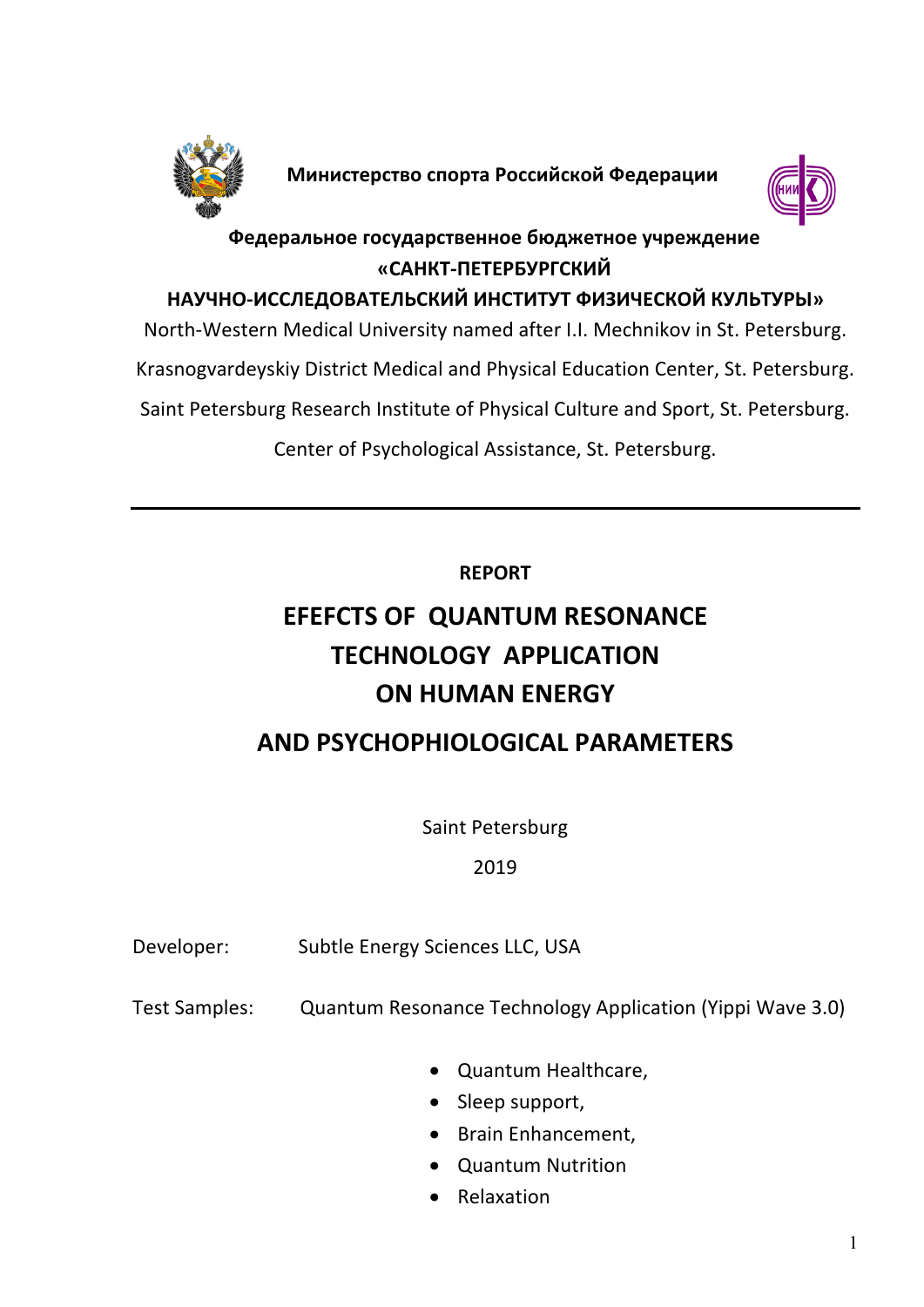**Министерство спорта Российской Федерации**

**Федеральное государственное бюджетное учреждение**
**«САНКТ-ПЕТЕРБУРГСКИЙ**
**НАУЧНО-ИССЛЕДОВАТЕЛЬСКИЙ ИНСТИТУТ ФИЗИЧЕСКОЙ КУЛЬТУРЫ»**

North-Western Medical University named after I.I. Mechnikov in St. Petersburg.

Krasnogvardeyskiy District Medical and Physical Education Center, St. Petersburg.

Saint Petersburg Research Institute of Physical Culture and Sport, St. Petersburg.

Center of Psychological Assistance, St. Petersburg.

---

**REPORT**

# EFEFCTS OF QUANTUM RESONANCE TECHNOLOGY APPLICATION ON HUMAN ENERGY

# AND PSYCHOPHIOLOGICAL PARAMETERS

Saint Petersburg

2019

Developer: Subtle Energy Sciences LLC, USA

Test Samples: Quantum Resonance Technology Application (Yippi Wave 3.0)

- Quantum Healthcare,
- Sleep support,
- Brain Enhancement,
- Quantum Nutrition
- Relaxation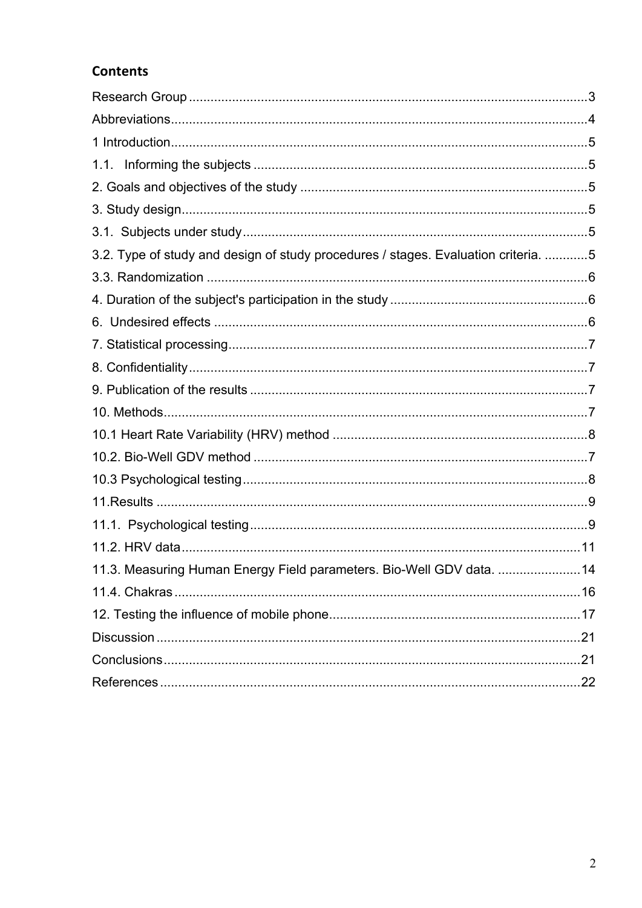## Contents

Research Group ..... 3

Abbreviations ..... 4

1 Introduction ..... 5

1.1. Informing the subjects ..... 5

2. Goals and objectives of the study ..... 5

3. Study design ..... 5

3.1. Subjects under study ..... 5

3.2. Type of study and design of study procedures / stages. Evaluation criteria. ..... 5

3.3. Randomization ..... 6

4. Duration of the subject's participation in the study ..... 6

6. Undesired effects ..... 6

7. Statistical processing ..... 7

8. Confidentiality ..... 7

9. Publication of the results ..... 7

10. Methods ..... 7

10.1 Heart Rate Variability (HRV) method ..... 8

10.2. Bio-Well GDV method ..... 7

10.3 Psychological testing ..... 8

11.Results ..... 9

11.1. Psychological testing ..... 9

11.2. HRV data ..... 11

11.3. Measuring Human Energy Field parameters. Bio-Well GDV data. ..... 14

11.4. Chakras ..... 16

12. Testing the influence of mobile phone ..... 17

Discussion ..... 21

Conclusions ..... 21

References ..... 22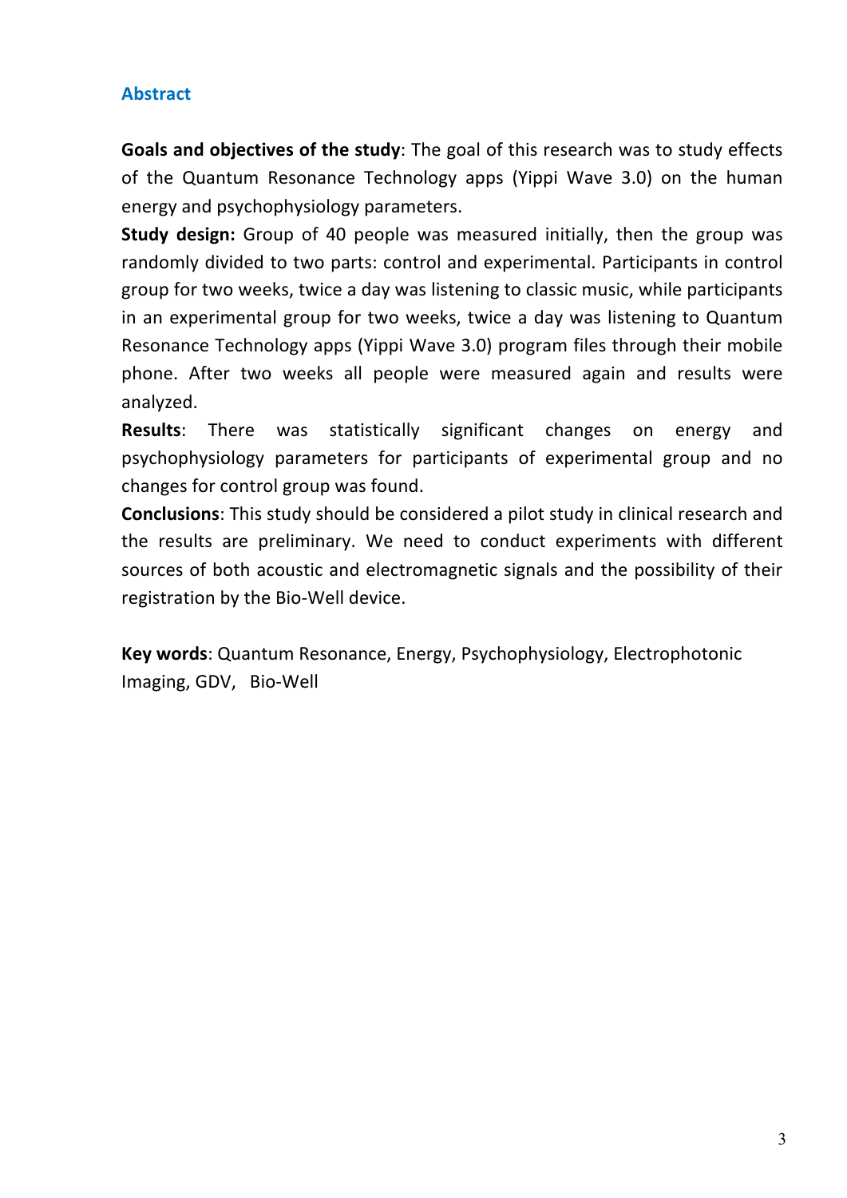## Abstract

**Goals and objectives of the study**: The goal of this research was to study effects of the Quantum Resonance Technology apps (Yippi Wave 3.0) on the human energy and psychophysiology parameters.

**Study design:** Group of 40 people was measured initially, then the group was randomly divided to two parts: control and experimental. Participants in control group for two weeks, twice a day was listening to classic music, while participants in an experimental group for two weeks, twice a day was listening to Quantum Resonance Technology apps (Yippi Wave 3.0) program files through their mobile phone. After two weeks all people were measured again and results were analyzed.

**Results**: There was statistically significant changes on energy and psychophysiology parameters for participants of experimental group and no changes for control group was found.

**Conclusions**: This study should be considered a pilot study in clinical research and the results are preliminary. We need to conduct experiments with different sources of both acoustic and electromagnetic signals and the possibility of their registration by the Bio-Well device.

**Key words**: Quantum Resonance, Energy, Psychophysiology, Electrophotonic Imaging, GDV, Bio-Well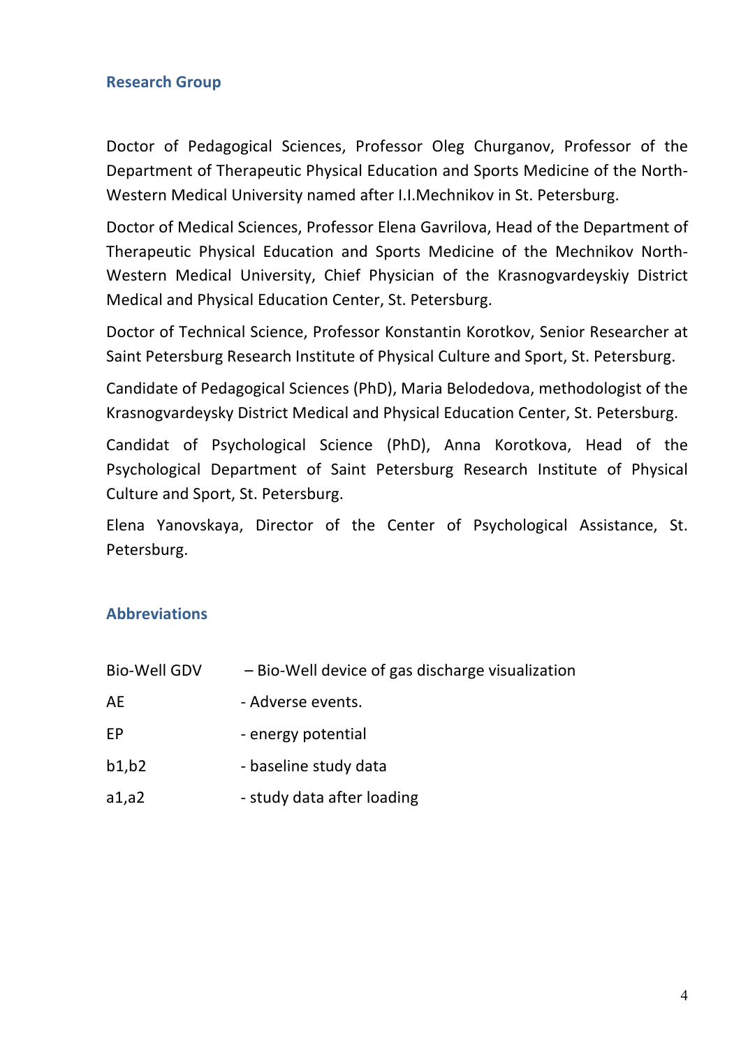## Research Group

Doctor of Pedagogical Sciences, Professor Oleg Churganov, Professor of the Department of Therapeutic Physical Education and Sports Medicine of the North-Western Medical University named after I.I.Mechnikov in St. Petersburg.

Doctor of Medical Sciences, Professor Elena Gavrilova, Head of the Department of Therapeutic Physical Education and Sports Medicine of the Mechnikov North-Western Medical University, Chief Physician of the Krasnogvardeyskiy District Medical and Physical Education Center, St. Petersburg.

Doctor of Technical Science, Professor Konstantin Korotkov, Senior Researcher at Saint Petersburg Research Institute of Physical Culture and Sport, St. Petersburg.

Candidate of Pedagogical Sciences (PhD), Maria Belodedova, methodologist of the Krasnogvardeysky District Medical and Physical Education Center, St. Petersburg.

Candidat of Psychological Science (PhD), Anna Korotkova, Head of the Psychological Department of Saint Petersburg Research Institute of Physical Culture and Sport, St. Petersburg.

Elena Yanovskaya, Director of the Center of Psychological Assistance, St. Petersburg.

## Abbreviations

| | |
|---|---|
| Bio-Well GDV | – Bio-Well device of gas discharge visualization |
| AE | - Adverse events. |
| EP | - energy potential |
| b1,b2 | - baseline study data |
| a1,a2 | - study data after loading |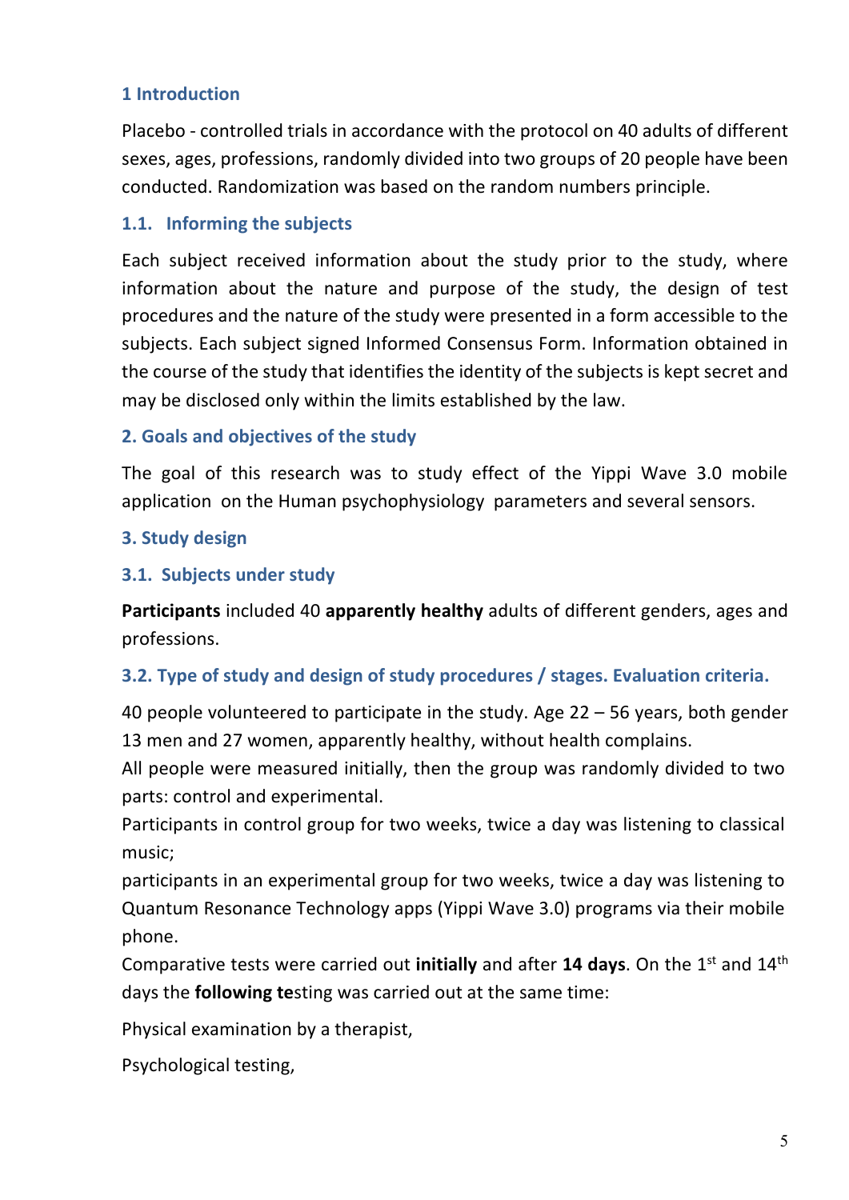## 1 Introduction

Placebo - controlled trials in accordance with the protocol on 40 adults of different sexes, ages, professions, randomly divided into two groups of 20 people have been conducted. Randomization was based on the random numbers principle.

### 1.1. Informing the subjects

Each subject received information about the study prior to the study, where information about the nature and purpose of the study, the design of test procedures and the nature of the study were presented in a form accessible to the subjects. Each subject signed Informed Consensus Form. Information obtained in the course of the study that identifies the identity of the subjects is kept secret and may be disclosed only within the limits established by the law.

## 2. Goals and objectives of the study

The goal of this research was to study effect of the Yippi Wave 3.0 mobile application on the Human psychophysiology parameters and several sensors.

## 3. Study design

### 3.1. Subjects under study

**Participants** included 40 **apparently healthy** adults of different genders, ages and professions.

### 3.2. Type of study and design of study procedures / stages. Evaluation criteria.

40 people volunteered to participate in the study. Age 22 – 56 years, both gender 13 men and 27 women, apparently healthy, without health complains.
All people were measured initially, then the group was randomly divided to two parts: control and experimental.
Participants in control group for two weeks, twice a day was listening to classical music;
participants in an experimental group for two weeks, twice a day was listening to Quantum Resonance Technology apps (Yippi Wave 3.0) programs via their mobile phone.
Comparative tests were carried out **initially** and after **14 days**. On the 1st and 14th days the **following te**sting was carried out at the same time:

Physical examination by a therapist,

Psychological testing,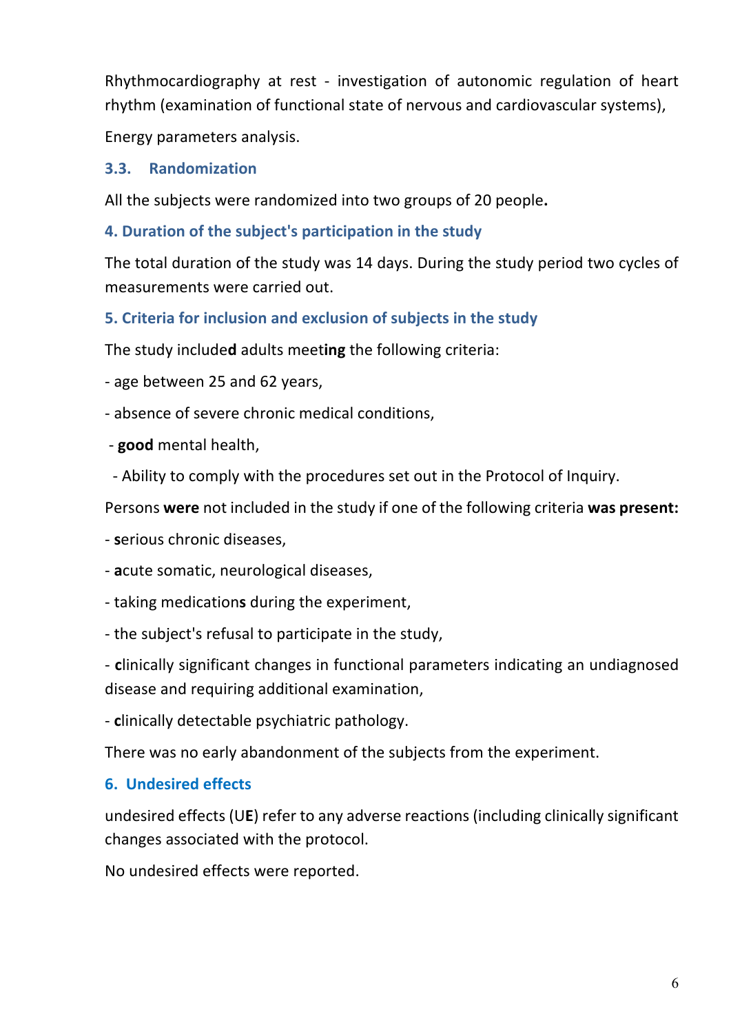Rhythmocardiography at rest - investigation of autonomic regulation of heart rhythm (examination of functional state of nervous and cardiovascular systems),

Energy parameters analysis.

### 3.3. Randomization

All the subjects were randomized into two groups of 20 people**.**

## 4. Duration of the subject's participation in the study

The total duration of the study was 14 days. During the study period two cycles of measurements were carried out.

## 5. Criteria for inclusion and exclusion of subjects in the study

The study include**d** adults meet**ing** the following criteria:

- age between 25 and 62 years,
- absence of severe chronic medical conditions,
- **good** mental health,
- Ability to comply with the procedures set out in the Protocol of Inquiry.

Persons **were** not included in the study if one of the following criteria **was present:**

- **s**erious chronic diseases,
- **a**cute somatic, neurological diseases,
- taking medication**s** during the experiment,
- the subject's refusal to participate in the study,
- **c**linically significant changes in functional parameters indicating an undiagnosed disease and requiring additional examination,
- **c**linically detectable psychiatric pathology.

There was no early abandonment of the subjects from the experiment.

## 6. Undesired effects

undesired effects (U**E**) refer to any adverse reactions (including clinically significant changes associated with the protocol.

No undesired effects were reported.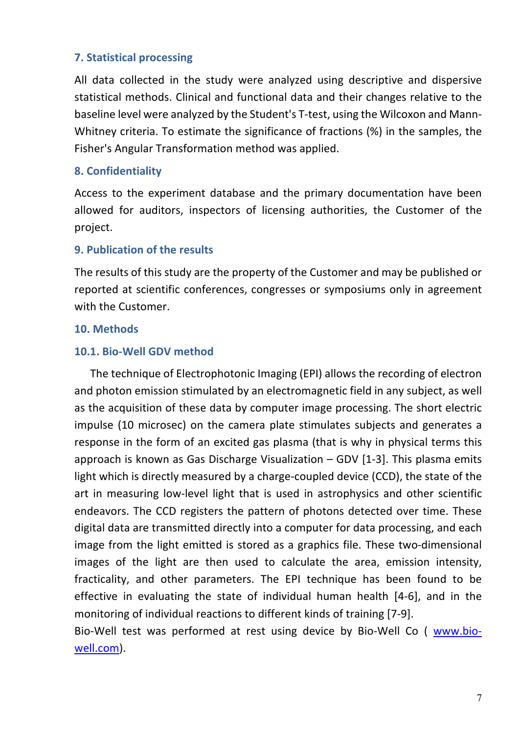## 7. Statistical processing

All data collected in the study were analyzed using descriptive and dispersive statistical methods. Clinical and functional data and their changes relative to the baseline level were analyzed by the Student's T-test, using the Wilcoxon and Mann-Whitney criteria. To estimate the significance of fractions (%) in the samples, the Fisher's Angular Transformation method was applied.

## 8. Confidentiality

Access to the experiment database and the primary documentation have been allowed for auditors, inspectors of licensing authorities, the Customer of the project.

## 9. Publication of the results

The results of this study are the property of the Customer and may be published or reported at scientific conferences, congresses or symposiums only in agreement with the Customer.

## 10. Methods

### 10.1. Bio-Well GDV method

The technique of Electrophotonic Imaging (EPI) allows the recording of electron and photon emission stimulated by an electromagnetic field in any subject, as well as the acquisition of these data by computer image processing. The short electric impulse (10 microsec) on the camera plate stimulates subjects and generates a response in the form of an excited gas plasma (that is why in physical terms this approach is known as Gas Discharge Visualization – GDV [1-3]. This plasma emits light which is directly measured by a charge-coupled device (CCD), the state of the art in measuring low-level light that is used in astrophysics and other scientific endeavors. The CCD registers the pattern of photons detected over time. These digital data are transmitted directly into a computer for data processing, and each image from the light emitted is stored as a graphics file. These two-dimensional images of the light are then used to calculate the area, emission intensity, fracticality, and other parameters. The EPI technique has been found to be effective in evaluating the state of individual human health [4-6], and in the monitoring of individual reactions to different kinds of training [7-9].

Bio-Well test was performed at rest using device by Bio-Well Co ( www.bio-well.com).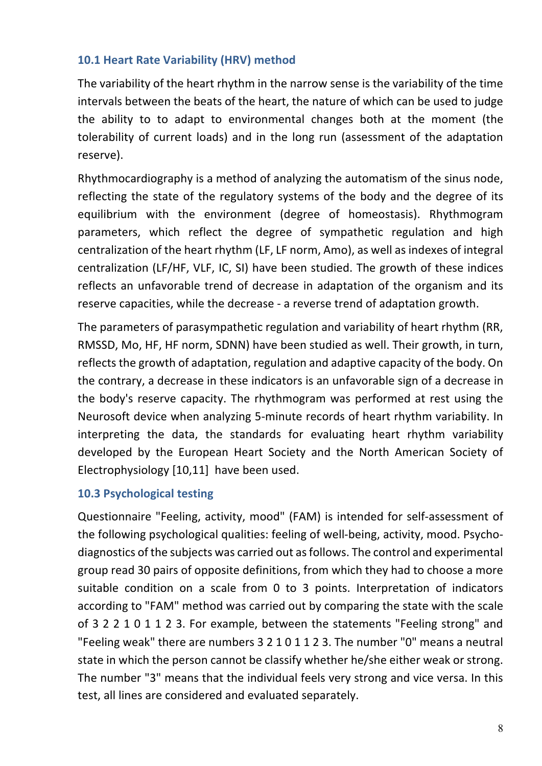### 10.1 Heart Rate Variability (HRV) method

The variability of the heart rhythm in the narrow sense is the variability of the time intervals between the beats of the heart, the nature of which can be used to judge the ability to to adapt to environmental changes both at the moment (the tolerability of current loads) and in the long run (assessment of the adaptation reserve).

Rhythmocardiography is a method of analyzing the automatism of the sinus node, reflecting the state of the regulatory systems of the body and the degree of its equilibrium with the environment (degree of homeostasis). Rhythmogram parameters, which reflect the degree of sympathetic regulation and high centralization of the heart rhythm (LF, LF norm, Amo), as well as indexes of integral centralization (LF/HF, VLF, IC, SI) have been studied. The growth of these indices reflects an unfavorable trend of decrease in adaptation of the organism and its reserve capacities, while the decrease - a reverse trend of adaptation growth.

The parameters of parasympathetic regulation and variability of heart rhythm (RR, RMSSD, Mo, HF, HF norm, SDNN) have been studied as well. Their growth, in turn, reflects the growth of adaptation, regulation and adaptive capacity of the body. On the contrary, a decrease in these indicators is an unfavorable sign of a decrease in the body's reserve capacity. The rhythmogram was performed at rest using the Neurosoft device when analyzing 5-minute records of heart rhythm variability. In interpreting the data, the standards for evaluating heart rhythm variability developed by the European Heart Society and the North American Society of Electrophysiology [10,11] have been used.

### 10.3 Psychological testing

Questionnaire "Feeling, activity, mood" (FAM) is intended for self-assessment of the following psychological qualities: feeling of well-being, activity, mood. Psycho-diagnostics of the subjects was carried out as follows. The control and experimental group read 30 pairs of opposite definitions, from which they had to choose a more suitable condition on a scale from 0 to 3 points. Interpretation of indicators according to "FAM" method was carried out by comparing the state with the scale of 3 2 2 1 0 1 1 2 3. For example, between the statements "Feeling strong" and "Feeling weak" there are numbers 3 2 1 0 1 1 2 3. The number "0" means a neutral state in which the person cannot be classify whether he/she either weak or strong. The number "3" means that the individual feels very strong and vice versa. In this test, all lines are considered and evaluated separately.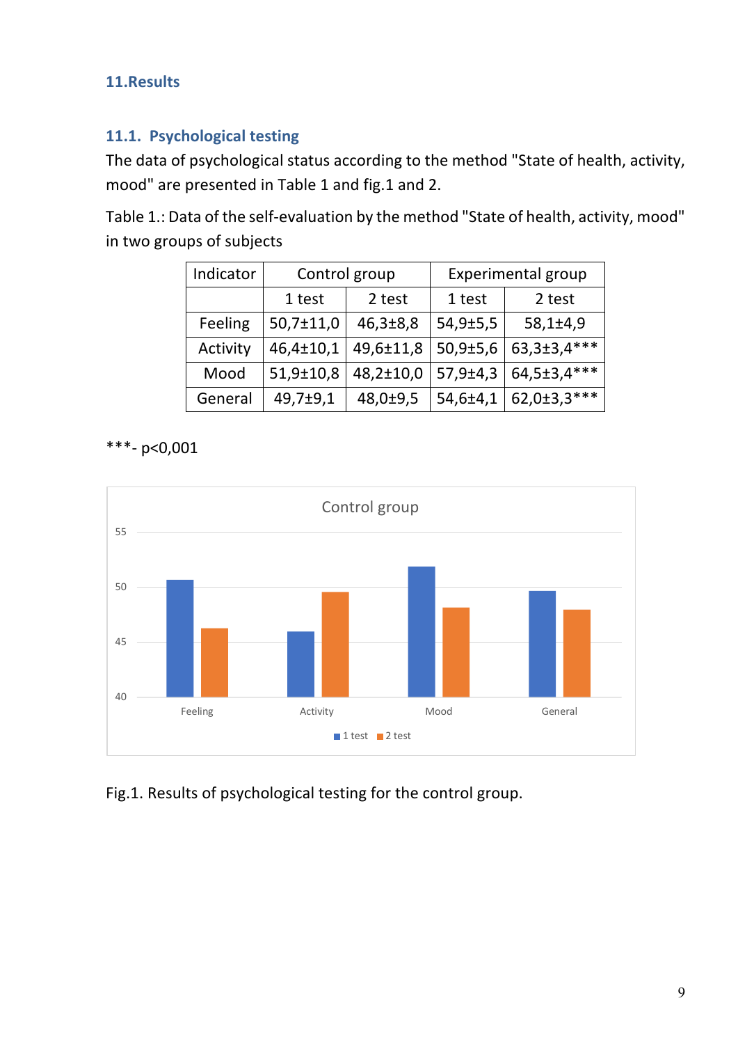## 11.Results

### 11.1. Psychological testing

The data of psychological status according to the method "State of health, activity, mood" are presented in Table 1 and fig.1 and 2.

Table 1.: Data of the self-evaluation by the method "State of health, activity, mood" in two groups of subjects

| Indicator | Control group | | Experimental group | |
|---|---|---|---|---|
| | 1 test | 2 test | 1 test | 2 test |
| Feeling | 50,7±11,0 | 46,3±8,8 | 54,9±5,5 | 58,1±4,9 |
| Activity | 46,4±10,1 | 49,6±11,8 | 50,9±5,6 | 63,3±3,4*** |
| Mood | 51,9±10,8 | 48,2±10,0 | 57,9±4,3 | 64,5±3,4*** |
| General | 49,7±9,1 | 48,0±9,5 | 54,6±4,1 | 62,0±3,3*** |

***- p<0,001

Fig.1. Results of psychological testing for the control group.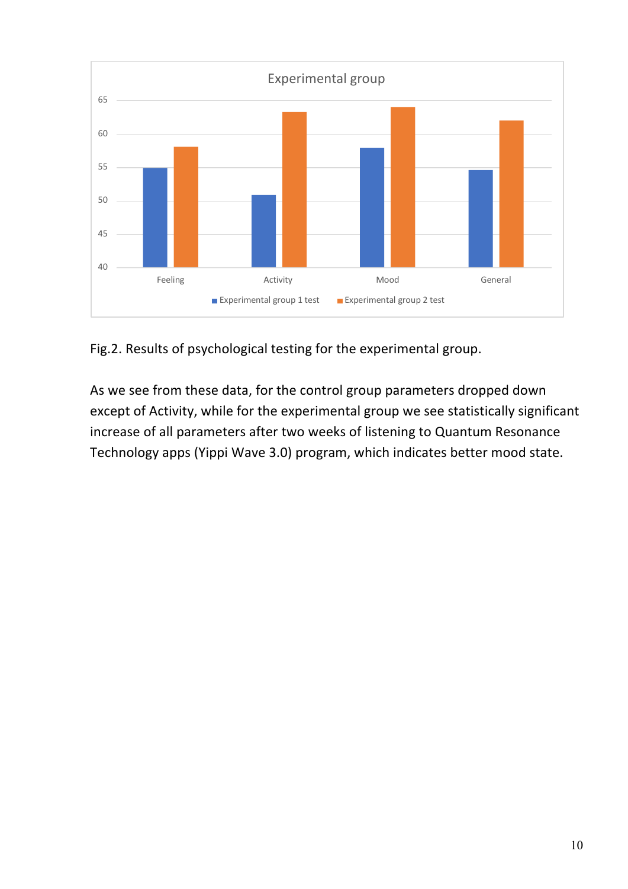Fig.2. Results of psychological testing for the experimental group.

As we see from these data, for the control group parameters dropped down except of Activity, while for the experimental group we see statistically significant increase of all parameters after two weeks of listening to Quantum Resonance Technology apps (Yippi Wave 3.0) program, which indicates better mood state.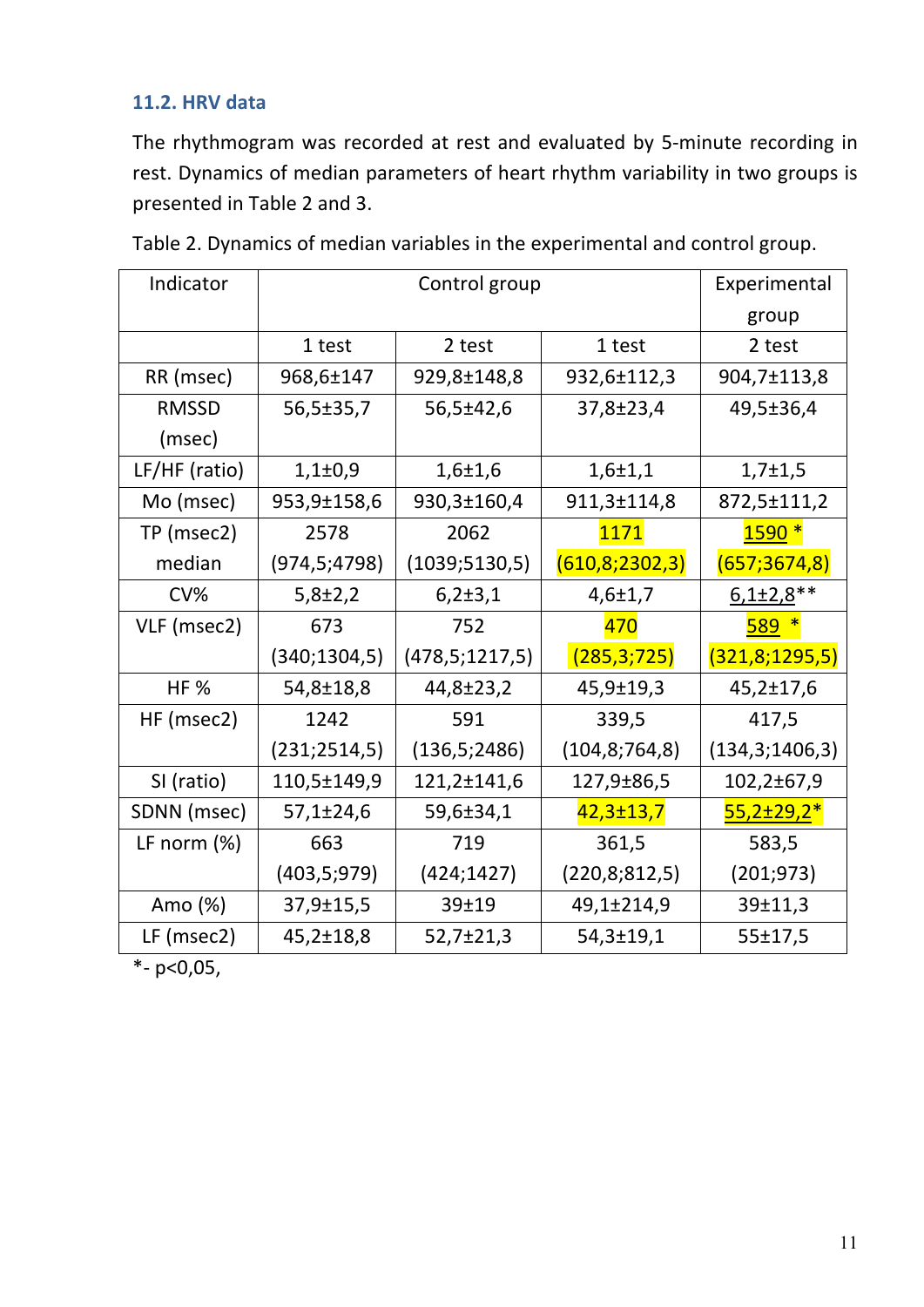### 11.2. HRV data

The rhythmogram was recorded at rest and evaluated by 5-minute recording in rest. Dynamics of median parameters of heart rhythm variability in two groups is presented in Table 2 and 3.

Table 2. Dynamics of median variables in the experimental and control group.

| Indicator | Control group | | | Experimental group |
|---|---|---|---|---|
| | 1 test | 2 test | 1 test | 2 test |
| RR (msec) | 968,6±147 | 929,8±148,8 | 932,6±112,3 | 904,7±113,8 |
| RMSSD (msec) | 56,5±35,7 | 56,5±42,6 | 37,8±23,4 | 49,5±36,4 |
| LF/HF (ratio) | 1,1±0,9 | 1,6±1,6 | 1,6±1,1 | 1,7±1,5 |
| Mo (msec) | 953,9±158,6 | 930,3±160,4 | 911,3±114,8 | 872,5±111,2 |
| TP (msec2) median | 2578 (974,5;4798) | 2062 (1039;5130,5) | 1171 (610,8;2302,3) | 1590 * (657;3674,8) |
| CV% | 5,8±2,2 | 6,2±3,1 | 4,6±1,7 | 6,1±2,8** |
| VLF (msec2) | 673 (340;1304,5) | 752 (478,5;1217,5) | 470 (285,3;725) | 589 * (321,8;1295,5) |
| HF % | 54,8±18,8 | 44,8±23,2 | 45,9±19,3 | 45,2±17,6 |
| HF (msec2) | 1242 (231;2514,5) | 591 (136,5;2486) | 339,5 (104,8;764,8) | 417,5 (134,3;1406,3) |
| SI (ratio) | 110,5±149,9 | 121,2±141,6 | 127,9±86,5 | 102,2±67,9 |
| SDNN (msec) | 57,1±24,6 | 59,6±34,1 | 42,3±13,7 | 55,2±29,2* |
| LF norm (%) | 663 (403,5;979) | 719 (424;1427) | 361,5 (220,8;812,5) | 583,5 (201;973) |
| Amo (%) | 37,9±15,5 | 39±19 | 49,1±214,9 | 39±11,3 |
| LF (msec2) | 45,2±18,8 | 52,7±21,3 | 54,3±19,1 | 55±17,5 |

*- p<0,05,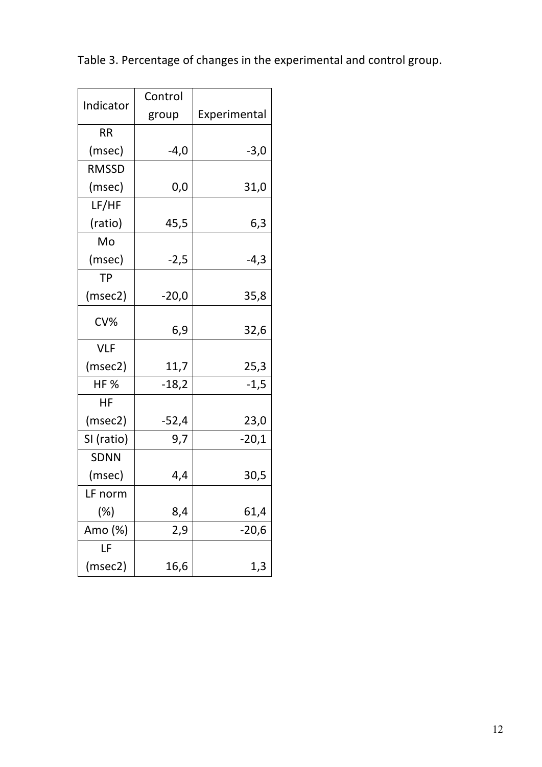Table 3. Percentage of changes in the experimental and control group.

| Indicator | Control group | Experimental |
|---|---|---|
| RR (msec) | -4,0 | -3,0 |
| RMSSD (msec) | 0,0 | 31,0 |
| LF/HF (ratio) | 45,5 | 6,3 |
| Mo (msec) | -2,5 | -4,3 |
| TP (msec2) | -20,0 | 35,8 |
| CV% | 6,9 | 32,6 |
| VLF (msec2) | 11,7 | 25,3 |
| HF % | -18,2 | -1,5 |
| HF (msec2) | -52,4 | 23,0 |
| SI (ratio) | 9,7 | -20,1 |
| SDNN (msec) | 4,4 | 30,5 |
| LF norm (%) | 8,4 | 61,4 |
| Amo (%) | 2,9 | -20,6 |
| LF (msec2) | 16,6 | 1,3 |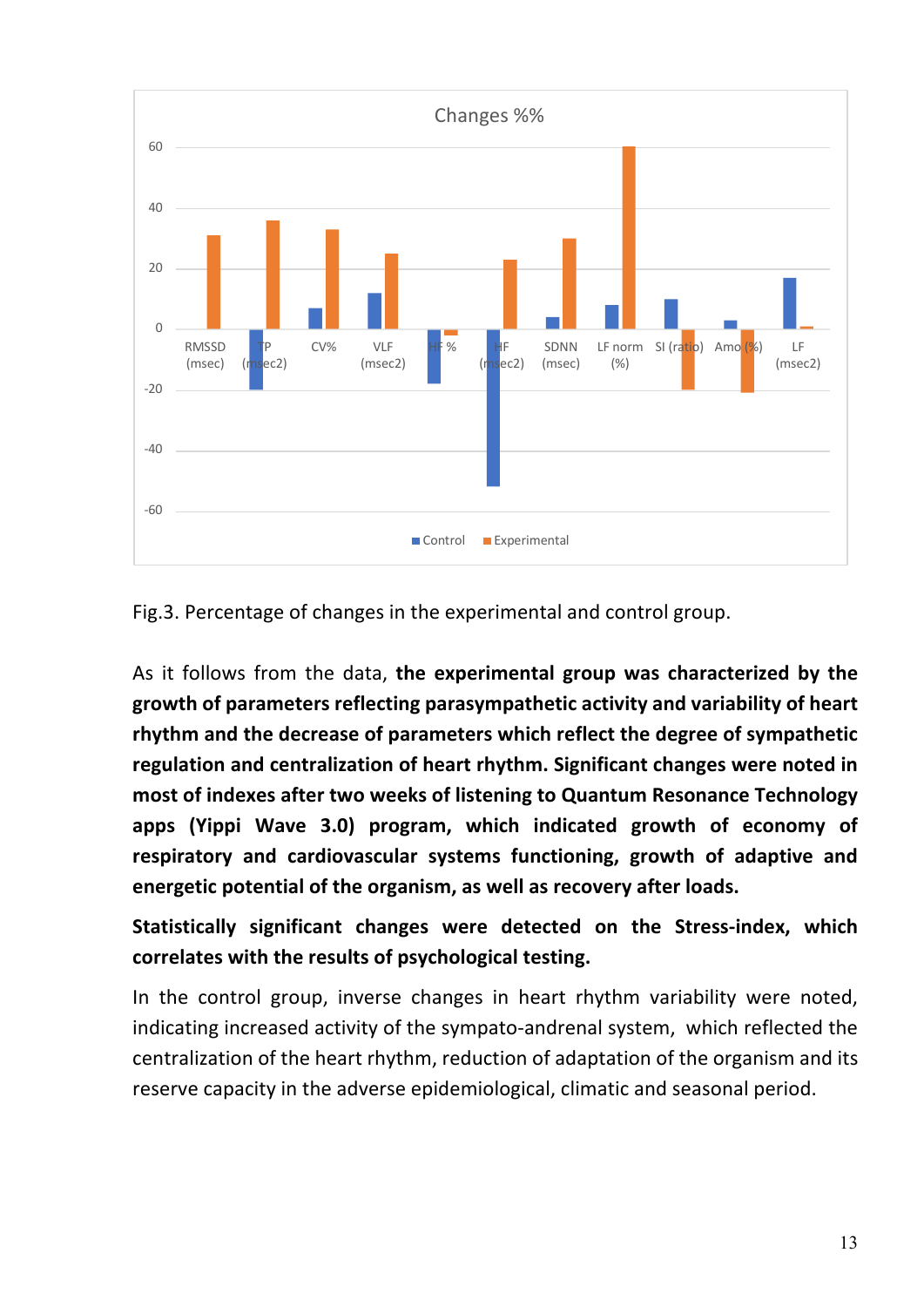Fig.3. Percentage of changes in the experimental and control group.

As it follows from the data, **the experimental group was characterized by the growth of parameters reflecting parasympathetic activity and variability of heart rhythm and the decrease of parameters which reflect the degree of sympathetic regulation and centralization of heart rhythm. Significant changes were noted in most of indexes after two weeks of listening to Quantum Resonance Technology apps (Yippi Wave 3.0) program, which indicated growth of economy of respiratory and cardiovascular systems functioning, growth of adaptive and energetic potential of the organism, as well as recovery after loads.**

**Statistically significant changes were detected on the Stress-index, which correlates with the results of psychological testing.**

In the control group, inverse changes in heart rhythm variability were noted, indicating increased activity of the sympato-andrenal system, which reflected the centralization of the heart rhythm, reduction of adaptation of the organism and its reserve capacity in the adverse epidemiological, climatic and seasonal period.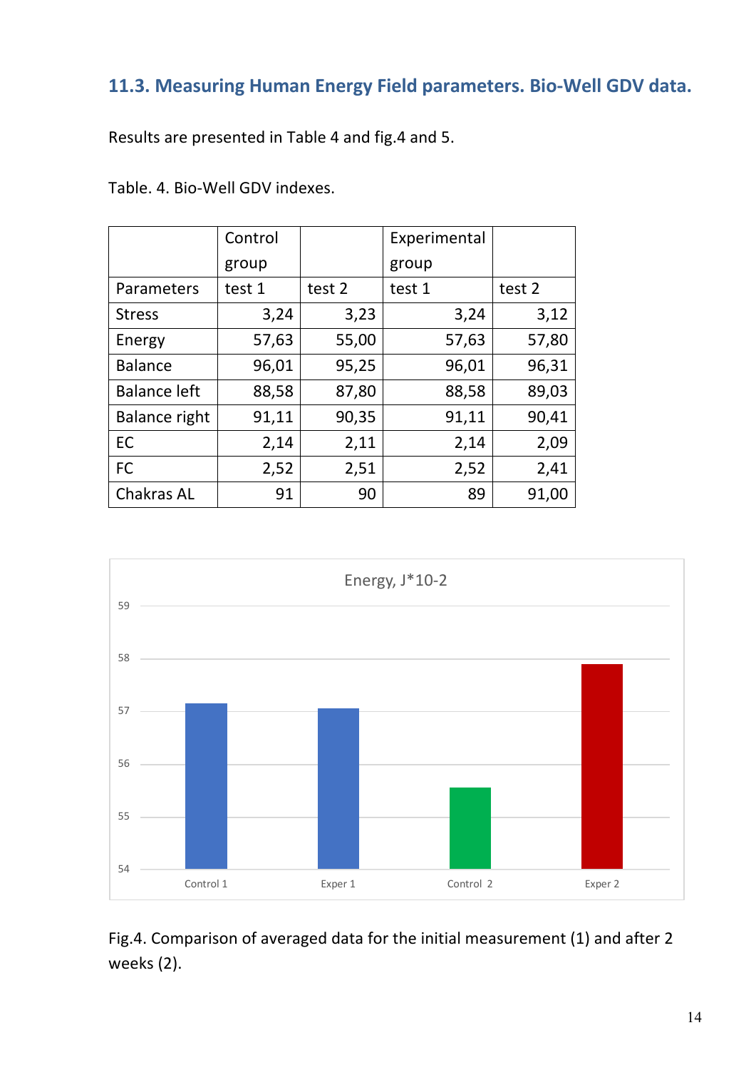## 11.3. Measuring Human Energy Field parameters. Bio-Well GDV data.

Results are presented in Table 4 and fig.4 and 5.

Table. 4. Bio-Well GDV indexes.

| | Control group | | Experimental group | |
|---|---|---|---|---|
| Parameters | test 1 | test 2 | test 1 | test 2 |
| Stress | 3,24 | 3,23 | 3,24 | 3,12 |
| Energy | 57,63 | 55,00 | 57,63 | 57,80 |
| Balance | 96,01 | 95,25 | 96,01 | 96,31 |
| Balance left | 88,58 | 87,80 | 88,58 | 89,03 |
| Balance right | 91,11 | 90,35 | 91,11 | 90,41 |
| EC | 2,14 | 2,11 | 2,14 | 2,09 |
| FC | 2,52 | 2,51 | 2,52 | 2,41 |
| Chakras AL | 91 | 90 | 89 | 91,00 |

Fig.4. Comparison of averaged data for the initial measurement (1) and after 2 weeks (2).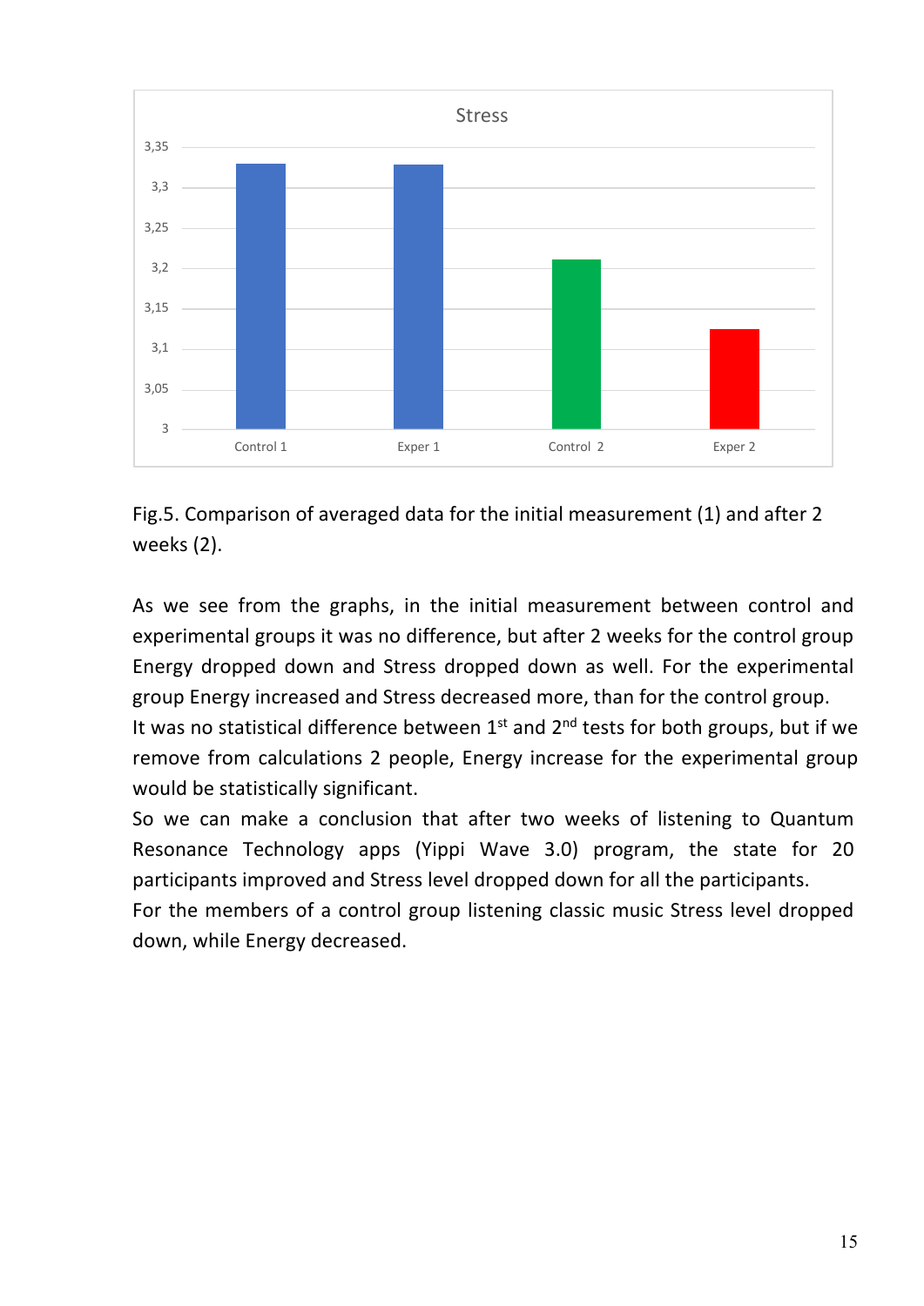Fig.5. Comparison of averaged data for the initial measurement (1) and after 2 weeks (2).

As we see from the graphs, in the initial measurement between control and experimental groups it was no difference, but after 2 weeks for the control group Energy dropped down and Stress dropped down as well. For the experimental group Energy increased and Stress decreased more, than for the control group.

It was no statistical difference between 1st and 2nd tests for both groups, but if we remove from calculations 2 people, Energy increase for the experimental group would be statistically significant.

So we can make a conclusion that after two weeks of listening to Quantum Resonance Technology apps (Yippi Wave 3.0) program, the state for 20 participants improved and Stress level dropped down for all the participants.

For the members of a control group listening classic music Stress level dropped down, while Energy decreased.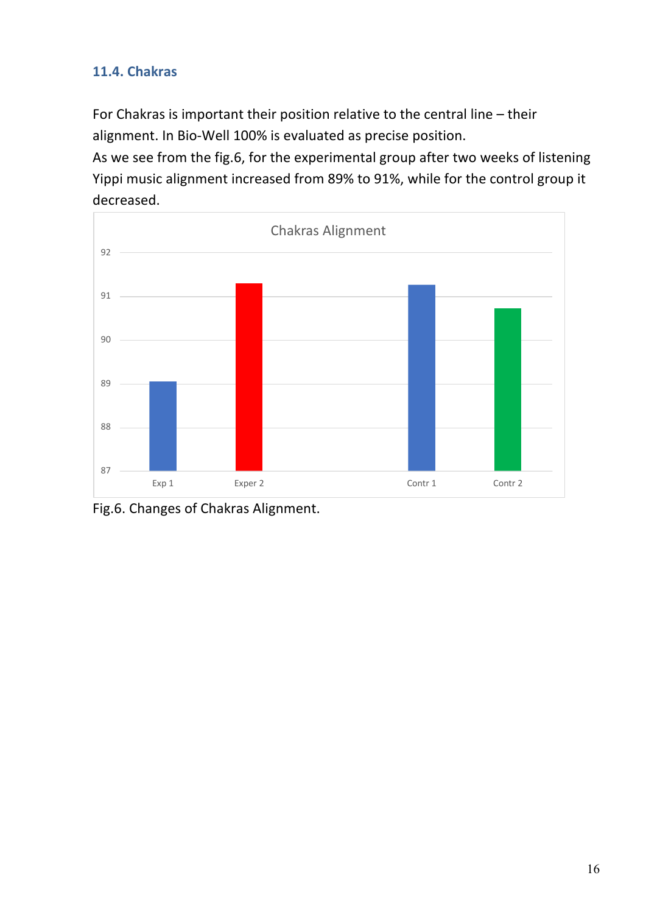### 11.4. Chakras

For Chakras is important their position relative to the central line – their alignment. In Bio-Well 100% is evaluated as precise position.
As we see from the fig.6, for the experimental group after two weeks of listening Yippi music alignment increased from 89% to 91%, while for the control group it decreased.

Fig.6. Changes of Chakras Alignment.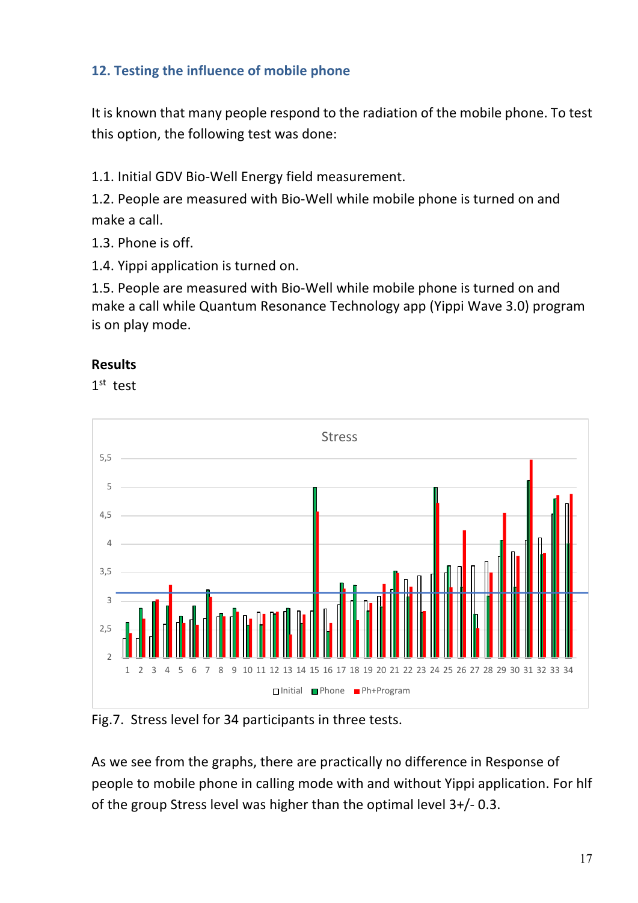## 12. Testing the influence of mobile phone

It is known that many people respond to the radiation of the mobile phone. To test this option, the following test was done:

1.1. Initial GDV Bio-Well Energy field measurement.

1.2. People are measured with Bio-Well while mobile phone is turned on and make a call.

1.3. Phone is off.

1.4. Yippi application is turned on.

1.5. People are measured with Bio-Well while mobile phone is turned on and make a call while Quantum Resonance Technology app (Yippi Wave 3.0) program is on play mode.

**Results**

1[st] test

Fig.7. Stress level for 34 participants in three tests.

As we see from the graphs, there are practically no difference in Response of people to mobile phone in calling mode with and without Yippi application. For hlf of the group Stress level was higher than the optimal level 3+/- 0.3.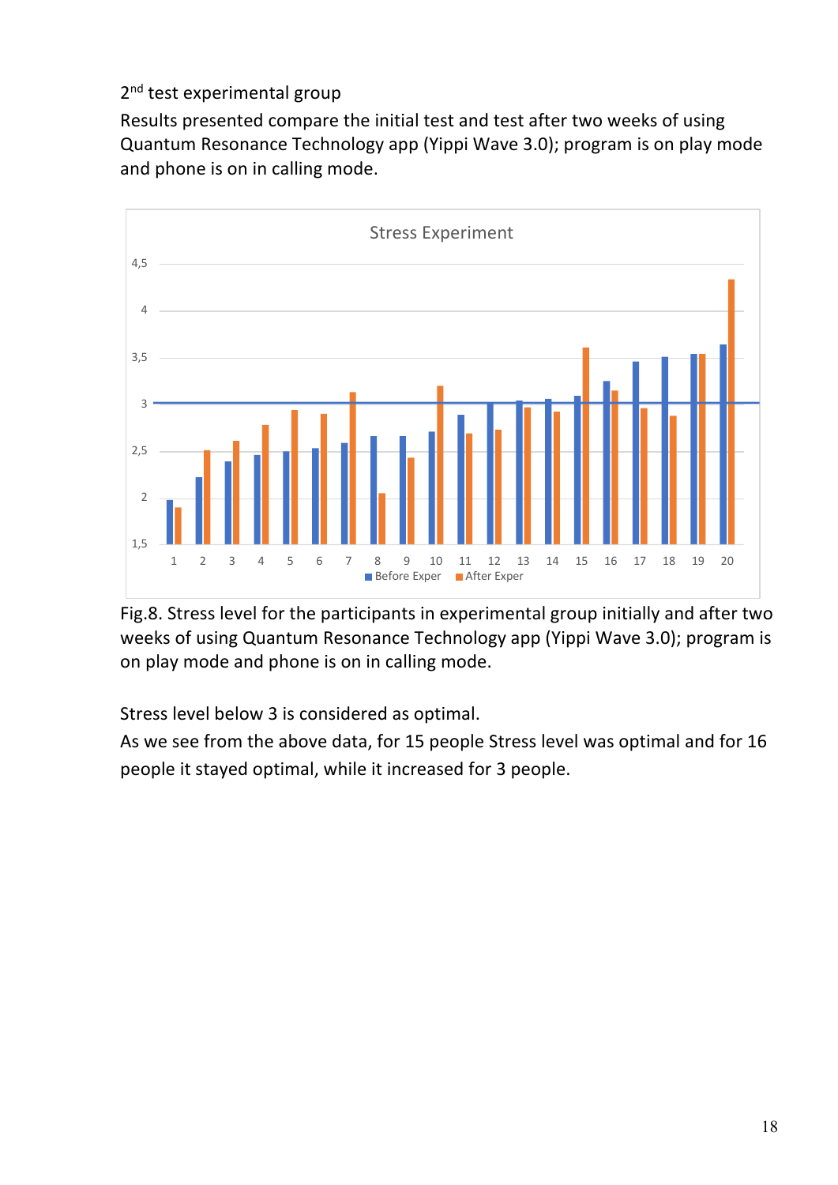2nd test experimental group

Results presented compare the initial test and test after two weeks of using Quantum Resonance Technology app (Yippi Wave 3.0); program is on play mode and phone is on in calling mode.

Fig.8. Stress level for the participants in experimental group initially and after two weeks of using Quantum Resonance Technology app (Yippi Wave 3.0); program is on play mode and phone is on in calling mode.

Stress level below 3 is considered as optimal.

As we see from the above data, for 15 people Stress level was optimal and for 16 people it stayed optimal, while it increased for 3 people.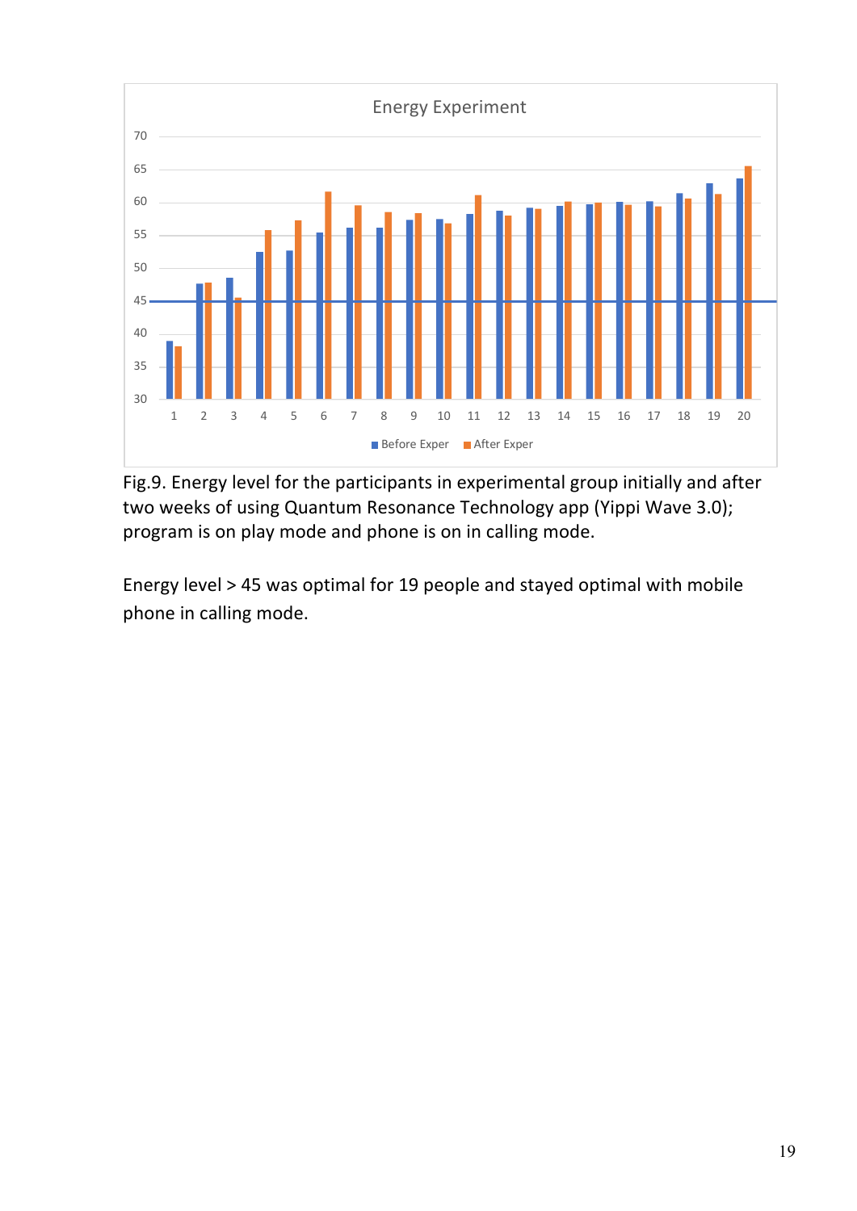Fig.9. Energy level for the participants in experimental group initially and after two weeks of using Quantum Resonance Technology app (Yippi Wave 3.0); program is on play mode and phone is on in calling mode.

Energy level > 45 was optimal for 19 people and stayed optimal with mobile phone in calling mode.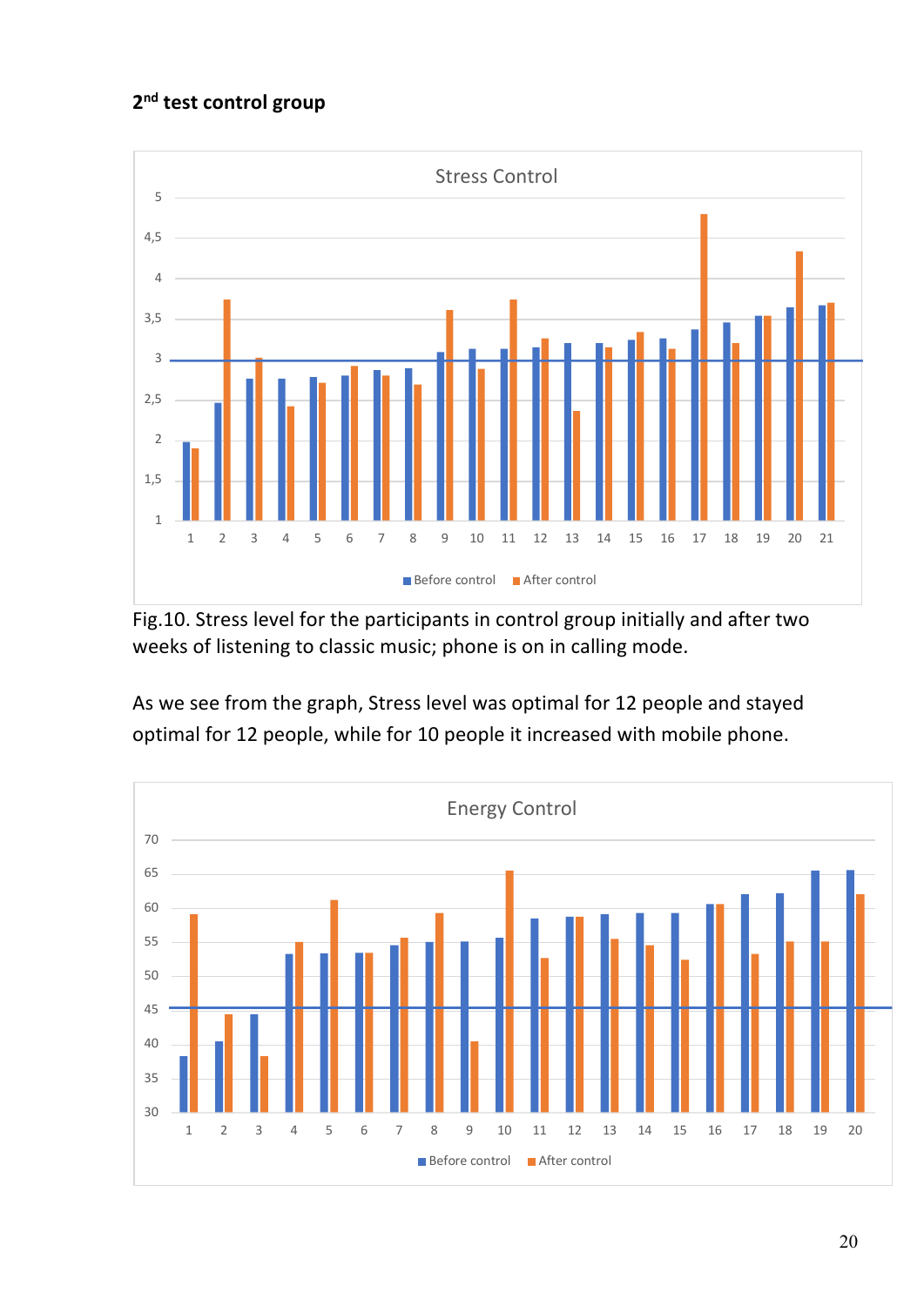**2nd test control group**

Fig.10. Stress level for the participants in control group initially and after two weeks of listening to classic music; phone is on in calling mode.

As we see from the graph, Stress level was optimal for 12 people and stayed optimal for 12 people, while for 10 people it increased with mobile phone.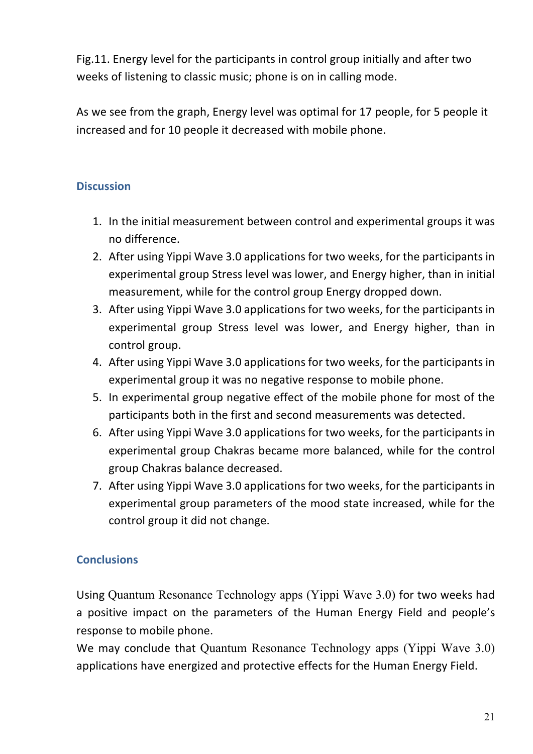Fig.11. Energy level for the participants in control group initially and after two weeks of listening to classic music; phone is on in calling mode.

As we see from the graph, Energy level was optimal for 17 people, for 5 people it increased and for 10 people it decreased with mobile phone.

## Discussion

1. In the initial measurement between control and experimental groups it was no difference.
2. After using Yippi Wave 3.0 applications for two weeks, for the participants in experimental group Stress level was lower, and Energy higher, than in initial measurement, while for the control group Energy dropped down.
3. After using Yippi Wave 3.0 applications for two weeks, for the participants in experimental group Stress level was lower, and Energy higher, than in control group.
4. After using Yippi Wave 3.0 applications for two weeks, for the participants in experimental group it was no negative response to mobile phone.
5. In experimental group negative effect of the mobile phone for most of the participants both in the first and second measurements was detected.
6. After using Yippi Wave 3.0 applications for two weeks, for the participants in experimental group Chakras became more balanced, while for the control group Chakras balance decreased.
7. After using Yippi Wave 3.0 applications for two weeks, for the participants in experimental group parameters of the mood state increased, while for the control group it did not change.

## Conclusions

Using Quantum Resonance Technology apps (Yippi Wave 3.0) for two weeks had a positive impact on the parameters of the Human Energy Field and people's response to mobile phone.

We may conclude that Quantum Resonance Technology apps (Yippi Wave 3.0) applications have energized and protective effects for the Human Energy Field.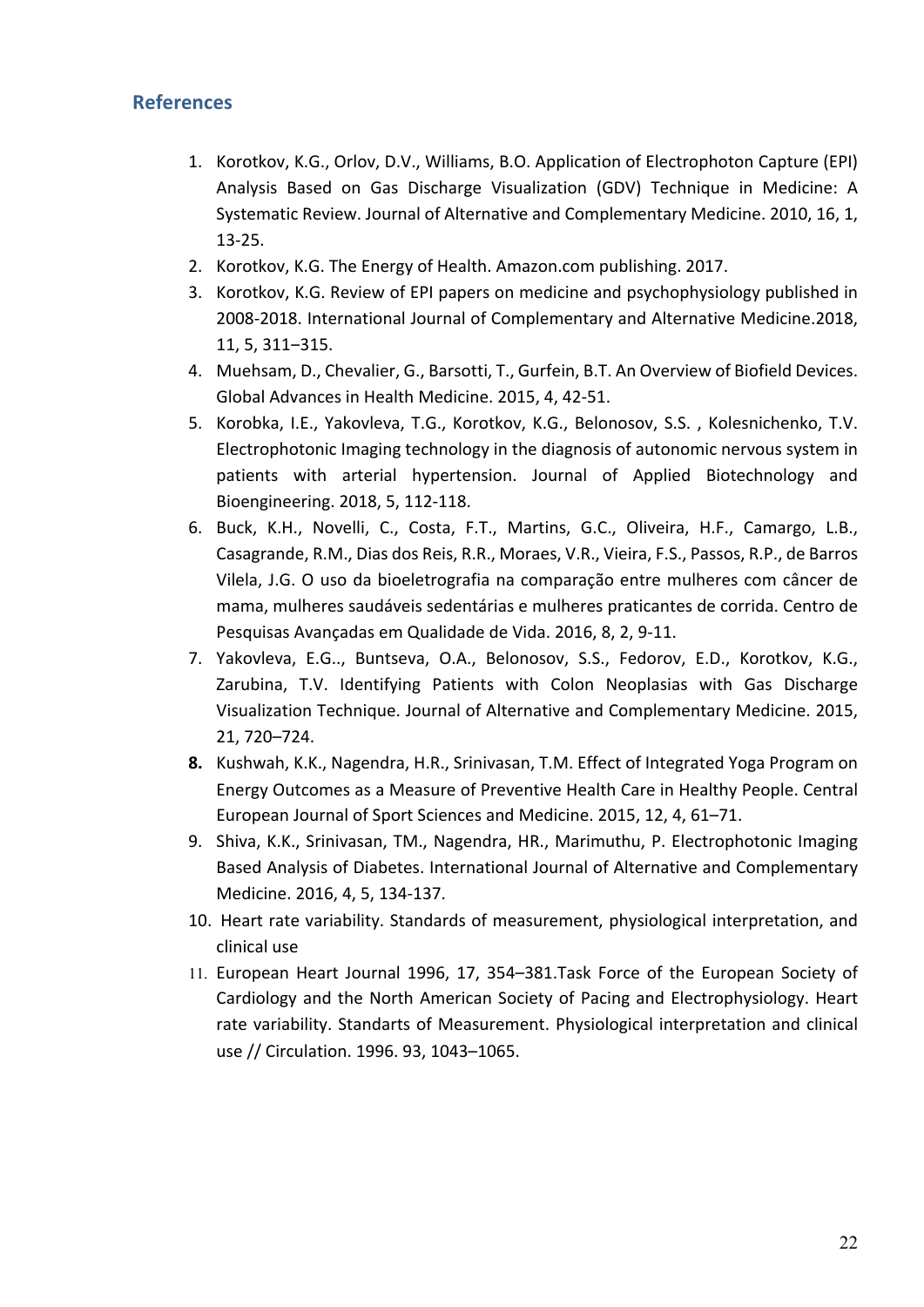## References

1. Korotkov, K.G., Orlov, D.V., Williams, B.O. Application of Electrophoton Capture (EPI) Analysis Based on Gas Discharge Visualization (GDV) Technique in Medicine: A Systematic Review. Journal of Alternative and Complementary Medicine. 2010, 16, 1, 13-25.
2. Korotkov, K.G. The Energy of Health. Amazon.com publishing. 2017.
3. Korotkov, K.G. Review of EPI papers on medicine and psychophysiology published in 2008-2018. International Journal of Complementary and Alternative Medicine.2018, 11, 5, 311–315.
4. Muehsam, D., Chevalier, G., Barsotti, T., Gurfein, B.T. An Overview of Biofield Devices. Global Advances in Health Medicine. 2015, 4, 42-51.
5. Korobka, I.E., Yakovleva, T.G., Korotkov, K.G., Belonosov, S.S. , Kolesnichenko, T.V. Electrophotonic Imaging technology in the diagnosis of autonomic nervous system in patients with arterial hypertension. Journal of Applied Biotechnology and Bioengineering. 2018, 5, 112-118.
6. Buck, K.H., Novelli, C., Costa, F.T., Martins, G.C., Oliveira, H.F., Camargo, L.B., Casagrande, R.M., Dias dos Reis, R.R., Moraes, V.R., Vieira, F.S., Passos, R.P., de Barros Vilela, J.G. O uso da bioeletrografia na comparação entre mulheres com câncer de mama, mulheres saudáveis sedentárias e mulheres praticantes de corrida. Centro de Pesquisas Avançadas em Qualidade de Vida. 2016, 8, 2, 9-11.
7. Yakovleva, E.G.., Buntseva, O.A., Belonosov, S.S., Fedorov, E.D., Korotkov, K.G., Zarubina, T.V. Identifying Patients with Colon Neoplasias with Gas Discharge Visualization Technique. Journal of Alternative and Complementary Medicine. 2015, 21, 720–724.
8. Kushwah, K.K., Nagendra, H.R., Srinivasan, T.M. Effect of Integrated Yoga Program on Energy Outcomes as a Measure of Preventive Health Care in Healthy People. Central European Journal of Sport Sciences and Medicine. 2015, 12, 4, 61–71.
9. Shiva, K.K., Srinivasan, TM., Nagendra, HR., Marimuthu, P. Electrophotonic Imaging Based Analysis of Diabetes. International Journal of Alternative and Complementary Medicine. 2016, 4, 5, 134-137.
10. Heart rate variability. Standards of measurement, physiological interpretation, and clinical use
11. European Heart Journal 1996, 17, 354–381.Task Force of the European Society of Cardiology and the North American Society of Pacing and Electrophysiology. Heart rate variability. Standarts of Measurement. Physiological interpretation and clinical use // Circulation. 1996. 93, 1043–1065.